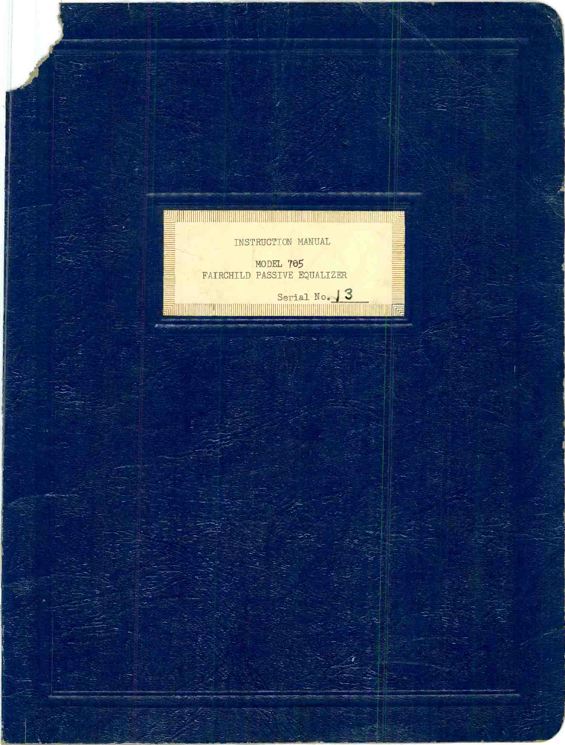# INSTRUCTION MANUAL

## MODEL 705
## FAIRCHILD PASSIVE EQUALIZER

Serial No. 13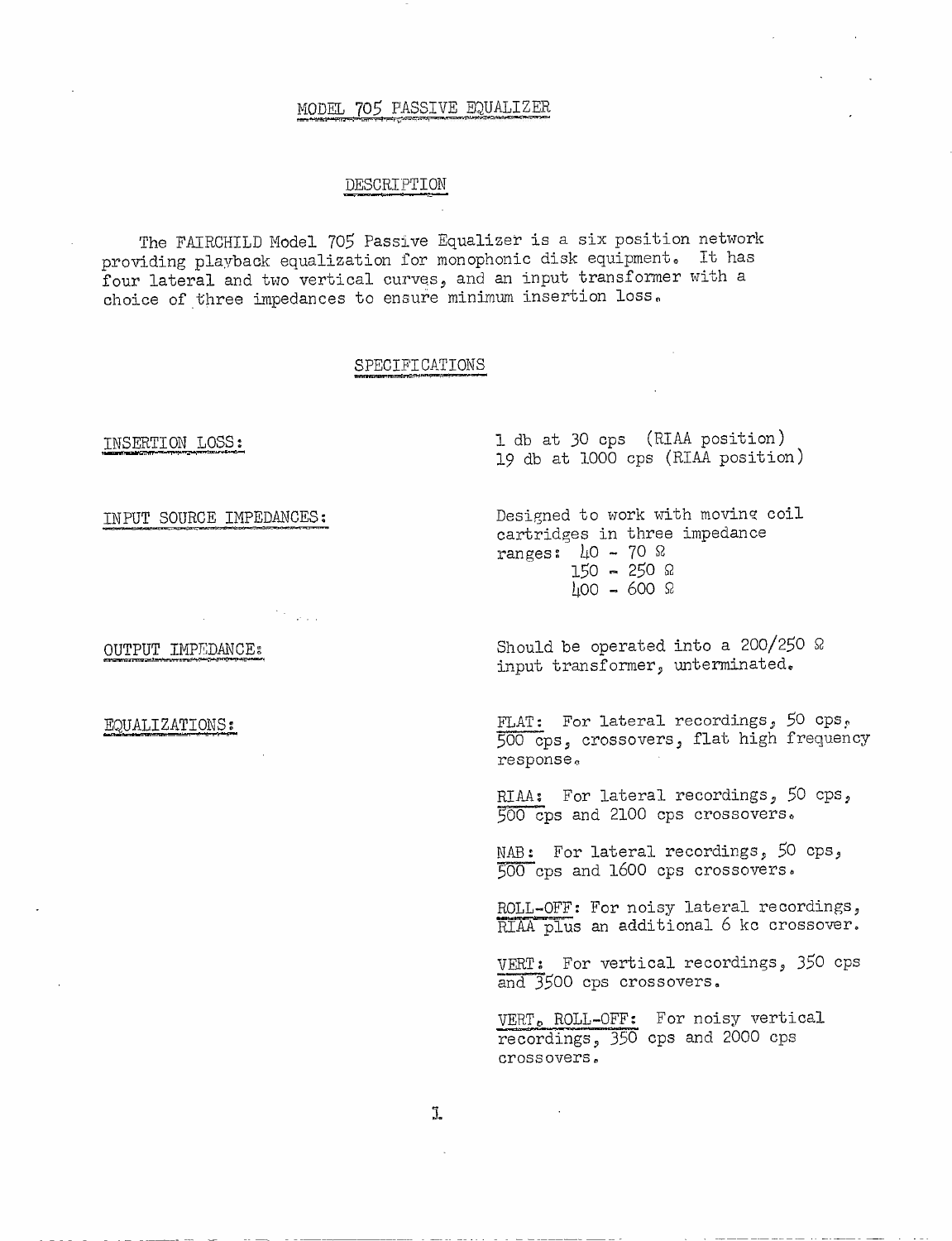# MODEL 705 PASSIVE EQUALIZER

## DESCRIPTION

The FAIRCHILD Model 705 Passive Equalizer is a six position network providing playback equalization for monophonic disk equipment. It has four lateral and two vertical curves, and an input transformer with a choice of three impedances to ensure minimum insertion loss.

## SPECIFICATIONS

**INSERTION LOSS:**
1 db at 30 cps (RIAA position)
19 db at 1000 cps (RIAA position)

**INPUT SOURCE IMPEDANCES:**
Designed to work with moving coil cartridges in three impedance ranges:
- 40 - 70 Ω
- 150 - 250 Ω
- 400 - 600 Ω

**OUTPUT IMPEDANCE:**
Should be operated into a 200/250 Ω input transformer, unterminated.

**EQUALIZATIONS:**

FLAT: For lateral recordings, 50 cps, 500 cps, crossovers, flat high frequency response.

RIAA: For lateral recordings, 50 cps, 500 cps and 2100 cps crossovers.

NAB: For lateral recordings, 50 cps, 500 cps and 1600 cps crossovers.

ROLL-OFF: For noisy lateral recordings, RIAA plus an additional 6 kc crossover.

VERT: For vertical recordings, 350 cps and 3500 cps crossovers.

VERT. ROLL-OFF: For noisy vertical recordings, 350 cps and 2000 cps crossovers.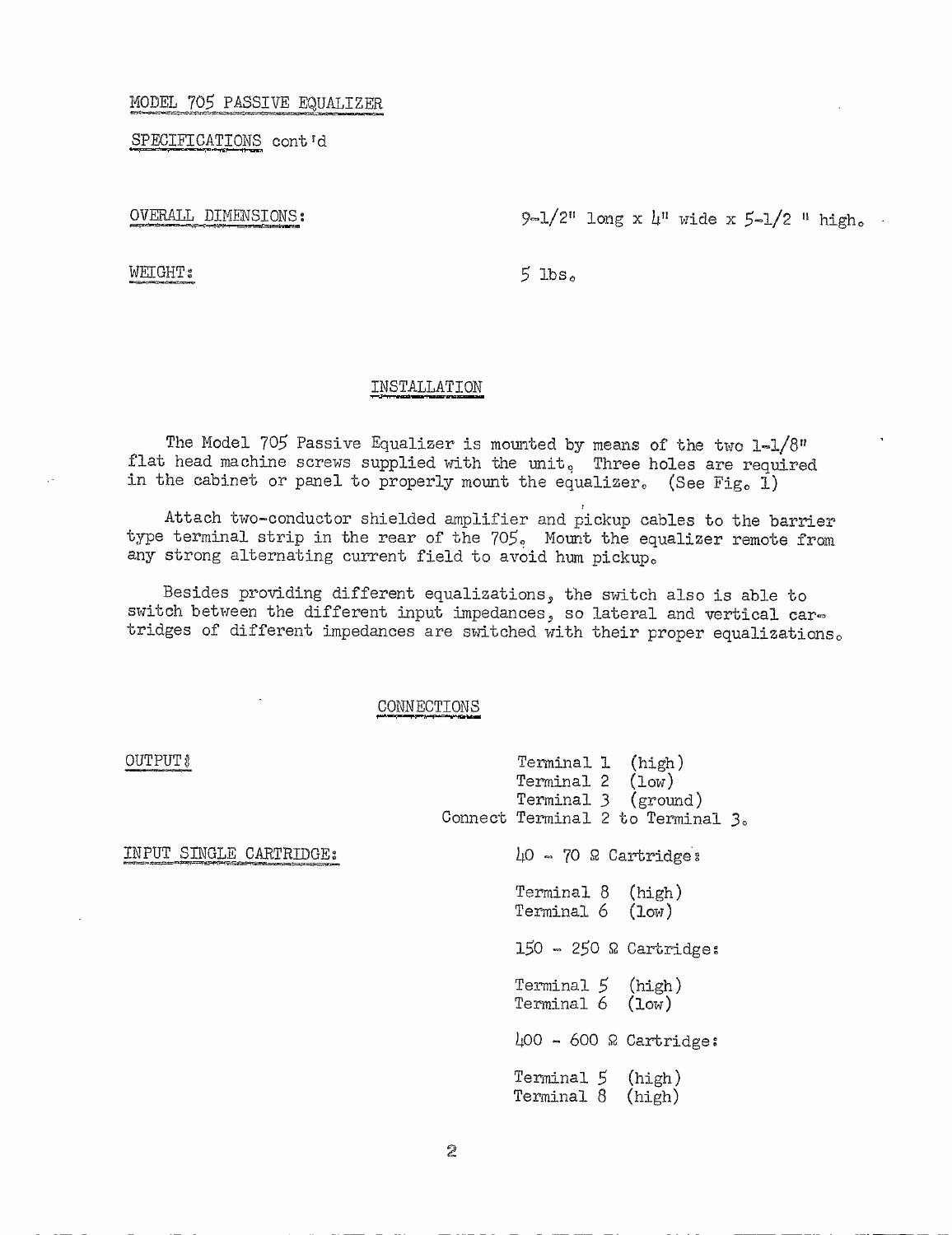MODEL 705 PASSIVE EQUALIZER

SPECIFICATIONS cont'd

OVERALL DIMENSIONS: 9-1/2" long x 4" wide x 5-1/2 " high.

WEIGHT: 5 lbs.

## INSTALLATION

The Model 705 Passive Equalizer is mounted by means of the two 1-1/8" flat head machine screws supplied with the unit. Three holes are required in the cabinet or panel to properly mount the equalizer. (See Fig. 1)

Attach two-conductor shielded amplifier and pickup cables to the barrier type terminal strip in the rear of the 705. Mount the equalizer remote from any strong alternating current field to avoid hum pickup.

Besides providing different equalizations, the switch also is able to switch between the different input impedances, so lateral and vertical cartridges of different impedances are switched with their proper equalizations.

## CONNECTIONS

OUTPUT:

Terminal 1 (high)
Terminal 2 (low)
Terminal 3 (ground)
Connect Terminal 2 to Terminal 3.

INPUT SINGLE CARTRIDGE:

40 - 70 Ω Cartridge:

Terminal 8 (high)
Terminal 6 (low)

150 - 250 Ω Cartridge:

Terminal 5 (high)
Terminal 6 (low)

400 - 600 Ω Cartridge:

Terminal 5 (high)
Terminal 8 (high)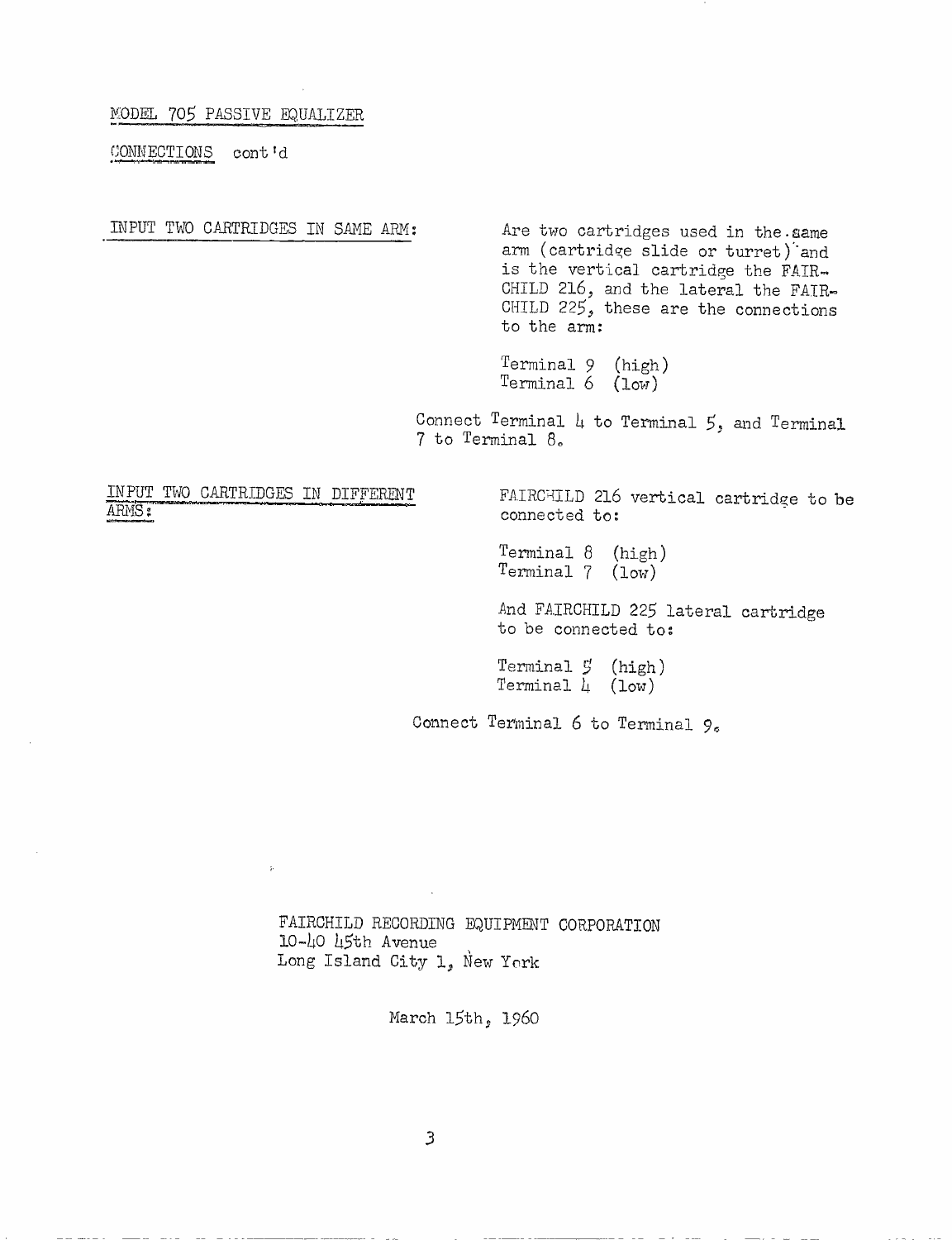## MODEL 705 PASSIVE EQUALIZER

CONNECTIONS cont'd

**INPUT TWO CARTRIDGES IN SAME ARM:**

Are two cartridges used in the same arm (cartridge slide or turret) and is the vertical cartridge the FAIRCHILD 216, and the lateral the FAIRCHILD 225, these are the connections to the arm:

Terminal 9 (high)
Terminal 6 (low)

Connect Terminal 4 to Terminal 5, and Terminal 7 to Terminal 8.

**INPUT TWO CARTRIDGES IN DIFFERENT ARMS:**

FAIRCHILD 216 vertical cartridge to be connected to:

Terminal 8 (high)
Terminal 7 (low)

And FAIRCHILD 225 lateral cartridge to be connected to:

Terminal 5 (high)
Terminal 4 (low)

Connect Terminal 6 to Terminal 9.

FAIRCHILD RECORDING EQUIPMENT CORPORATION
10-40 45th Avenue
Long Island City 1, New York

March 15th, 1960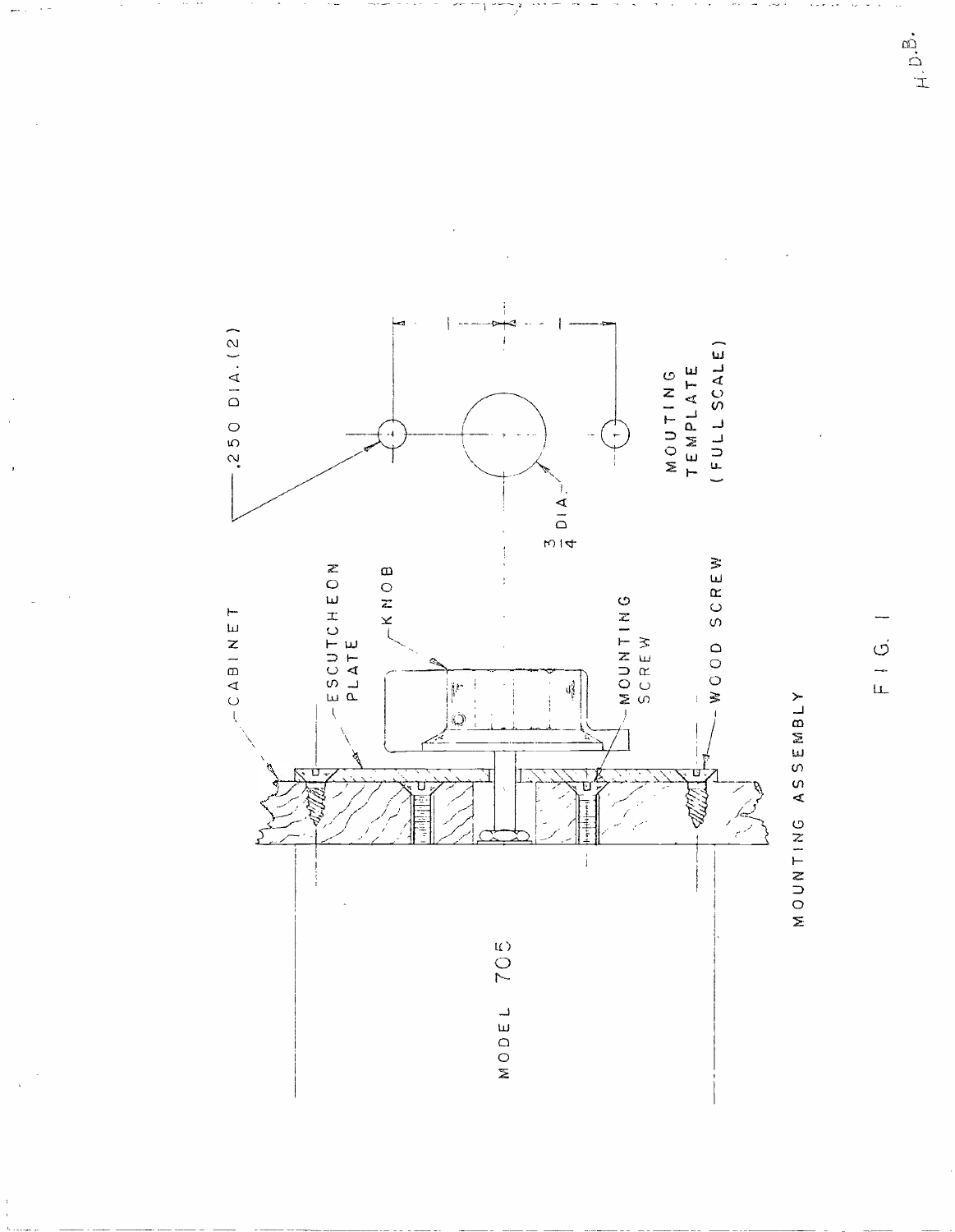H.D.B.

.250 DIA. (2)

CABINET

ESCUTCHEON PLATE

KNOB

MOUNTING SCREW

WOOD SCREW

$\frac{3}{4}$ DIA.

MOUTING TEMPLATE (FULL SCALE)

MODEL 705

MOUNTING ASSEMBLY

FIG. 1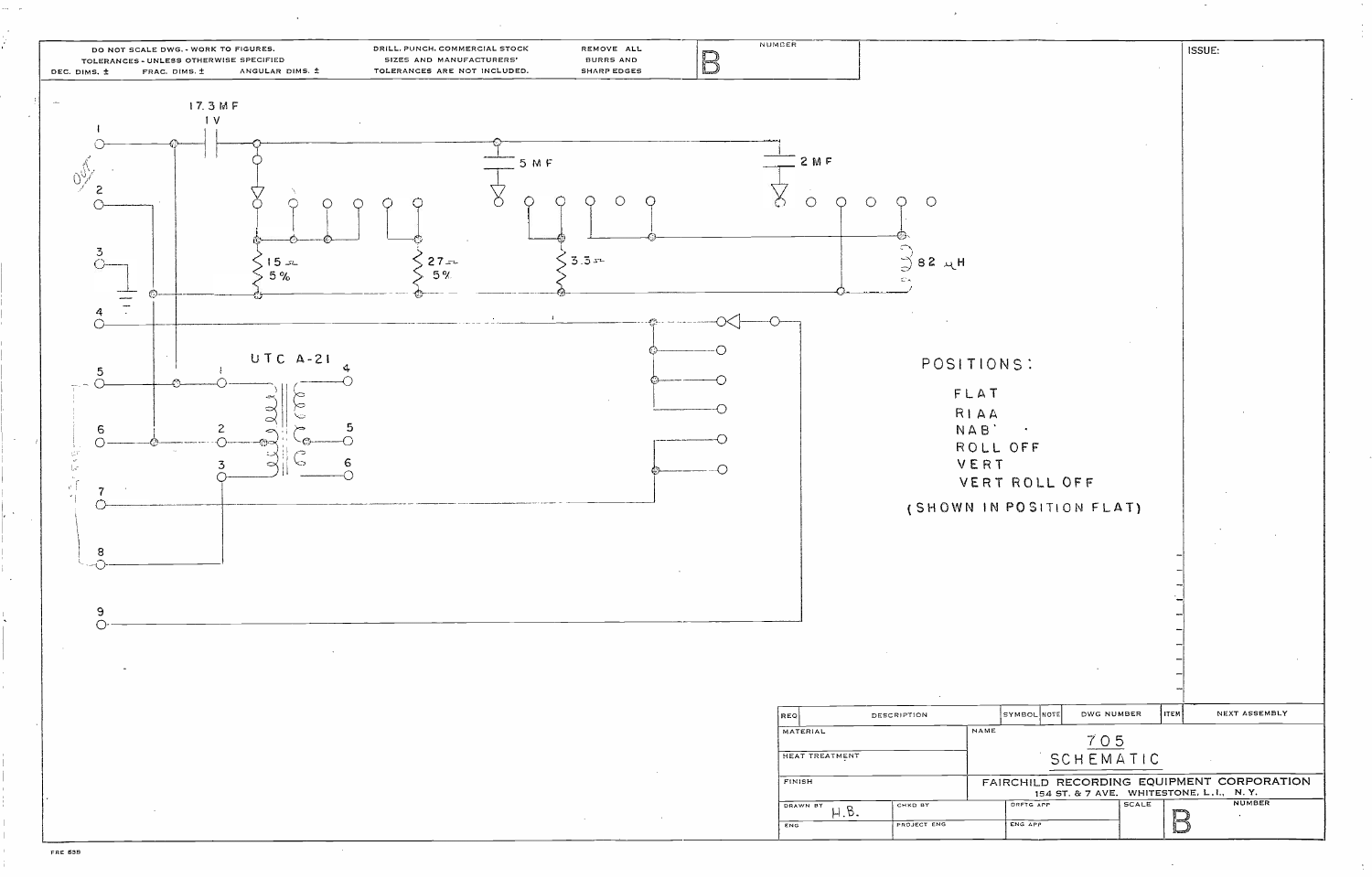DO NOT SCALE DWG. - WORK TO FIGURES.
TOLERANCES - UNLESS OTHERWISE SPECIFIED
DEC. DIMS. ± FRAC. DIMS. ± ANGULAR DIMS. ±

DRILL, PUNCH, COMMERCIAL STOCK SIZES AND MANUFACTURERS' TOLERANCES ARE NOT INCLUDED.

REMOVE ALL BURRS AND SHARP EDGES

B

NUMBER

ISSUE:

17.3 MF
1 V

OUT

1
2
3
4
5
6
7
8
9

5 MF

2 MF

15 Ω
5%

27 Ω
5%

3.3 Ω

82 μH

UTC A-21

1 4
2 5
3 6

POSITIONS:

FLAT
RIAA
NAB
ROLL OFF
VERT
VERT ROLL OFF

(SHOWN IN POSITION FLAT)

| REQ | DESCRIPTION | SYMBOL | NOTE | DWG NUMBER | ITEM | NEXT ASSEMBLY |
|---|---|---|---|---|---|---|

MATERIAL

HEAT TREATMENT

FINISH

NAME

705
SCHEMATIC

FAIRCHILD RECORDING EQUIPMENT CORPORATION
154 ST. & 7 AVE. WHITESTONE, L.I., N.Y.

DRAWN BY H.B.
CHKD BY
DRFTG APP
SCALE
NUMBER
B

ENG
PROJECT ENG
ENG APP

FRE 639